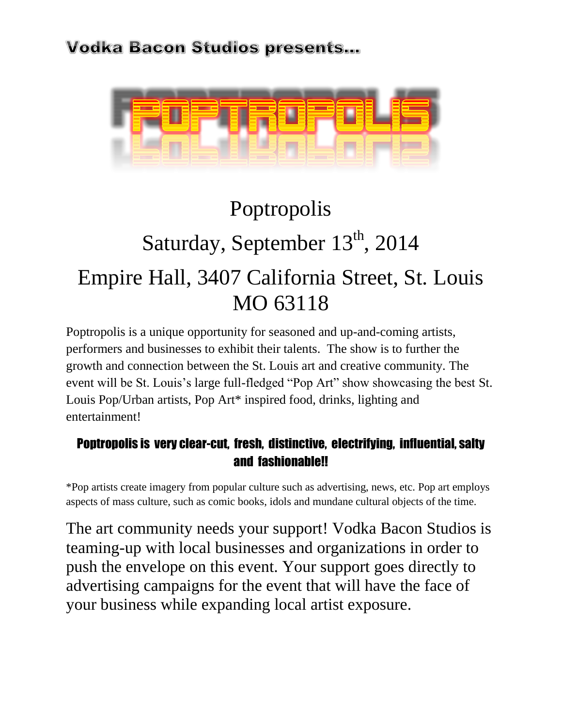**Vodka Bacon Studios presents...**

# POPTROPOLIS

## Poptropolis

## Saturday, September 13th, 2014

## Empire Hall, 3407 California Street, St. Louis MO 63118

Poptropolis is a unique opportunity for seasoned and up-and-coming artists, performers and businesses to exhibit their talents. The show is to further the growth and connection between the St. Louis art and creative community. The event will be St. Louis's large full-fledged "Pop Art" show showcasing the best St. Louis Pop/Urban artists, Pop Art* inspired food, drinks, lighting and entertainment!

**Poptropolis is very clear-cut, fresh, distinctive, electrifying, influential, salty and fashionable!!**

*Pop artists create imagery from popular culture such as advertising, news, etc. Pop art employs aspects of mass culture, such as comic books, idols and mundane cultural objects of the time.

The art community needs your support! Vodka Bacon Studios is teaming-up with local businesses and organizations in order to push the envelope on this event. Your support goes directly to advertising campaigns for the event that will have the face of your business while expanding local artist exposure.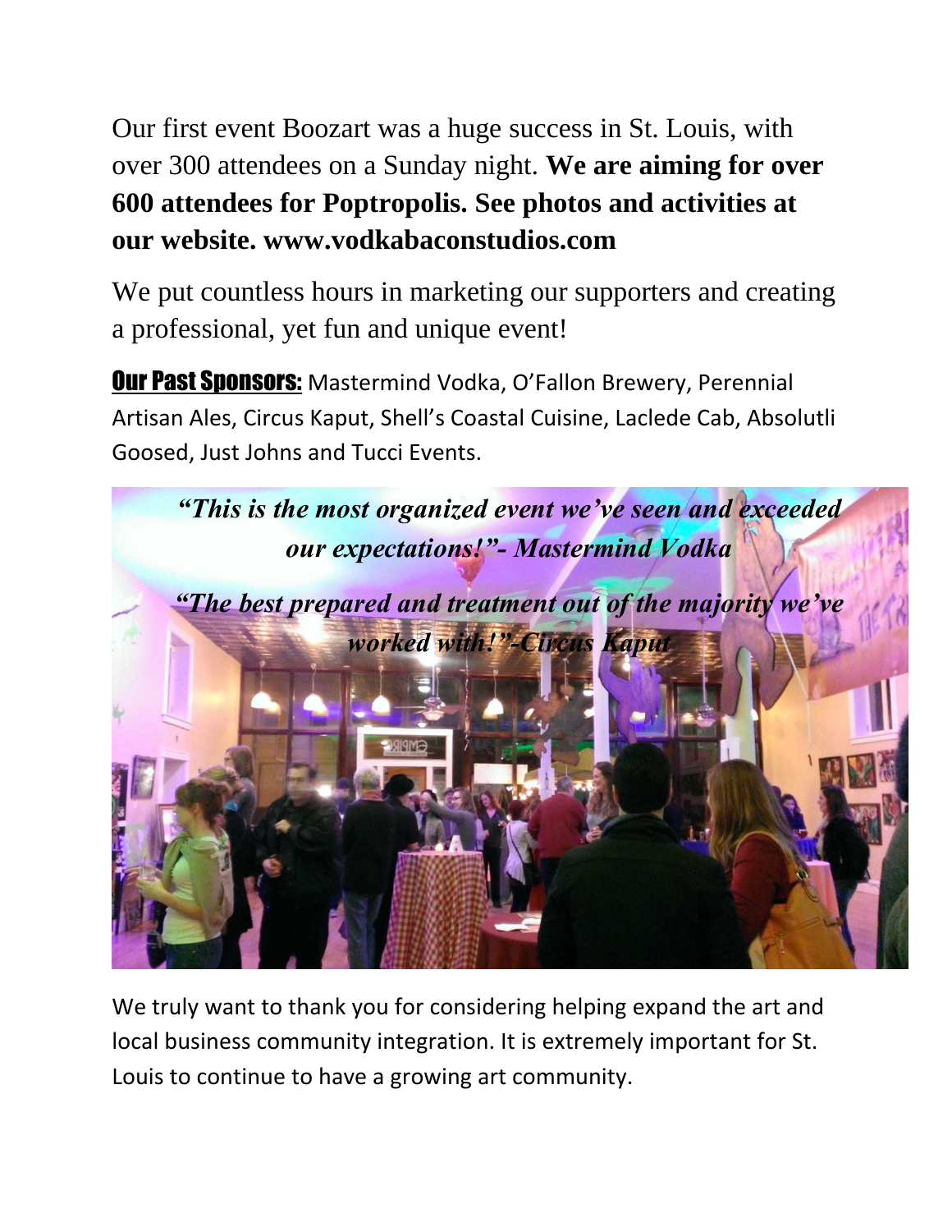Our first event Boozart was a huge success in St. Louis, with over 300 attendees on a Sunday night. **We are aiming for over 600 attendees for Poptropolis. See photos and activities at our website. www.vodkabaconstudios.com**

We put countless hours in marketing our supporters and creating a professional, yet fun and unique event!

**Our Past Sponsors:** Mastermind Vodka, O'Fallon Brewery, Perennial Artisan Ales, Circus Kaput, Shell's Coastal Cuisine, Laclede Cab, Absolutli Goosed, Just Johns and Tucci Events.

***"This is the most organized event we've seen and exceeded our expectations!"- Mastermind Vodka***

***"The best prepared and treatment out of the majority we've worked with!"-Circus Kaput***

We truly want to thank you for considering helping expand the art and local business community integration. It is extremely important for St. Louis to continue to have a growing art community.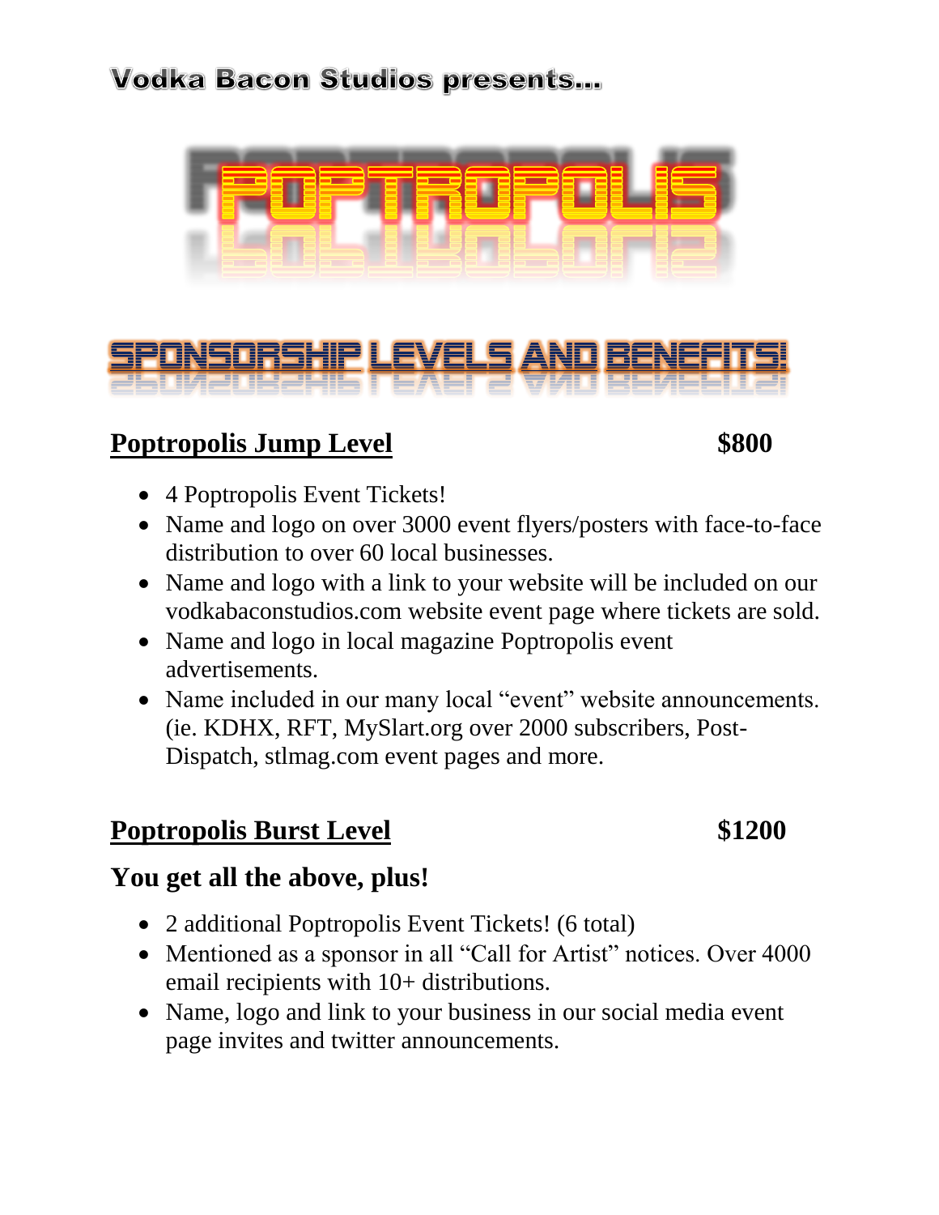**Vodka Bacon Studios presents...**

# POPTROPOLIS

## SPONSORSHIP LEVELS AND BENEFITS!

### Poptropolis Jump Level — $800

- 4 Poptropolis Event Tickets!
- Name and logo on over 3000 event flyers/posters with face-to-face distribution to over 60 local businesses.
- Name and logo with a link to your website will be included on our vodkabaconstudios.com website event page where tickets are sold.
- Name and logo in local magazine Poptropolis event advertisements.
- Name included in our many local "event" website announcements. (ie. KDHX, RFT, MySlart.org over 2000 subscribers, Post-Dispatch, stlmag.com event pages and more.

### Poptropolis Burst Level — $1200

**You get all the above, plus!**

- 2 additional Poptropolis Event Tickets! (6 total)
- Mentioned as a sponsor in all "Call for Artist" notices. Over 4000 email recipients with 10+ distributions.
- Name, logo and link to your business in our social media event page invites and twitter announcements.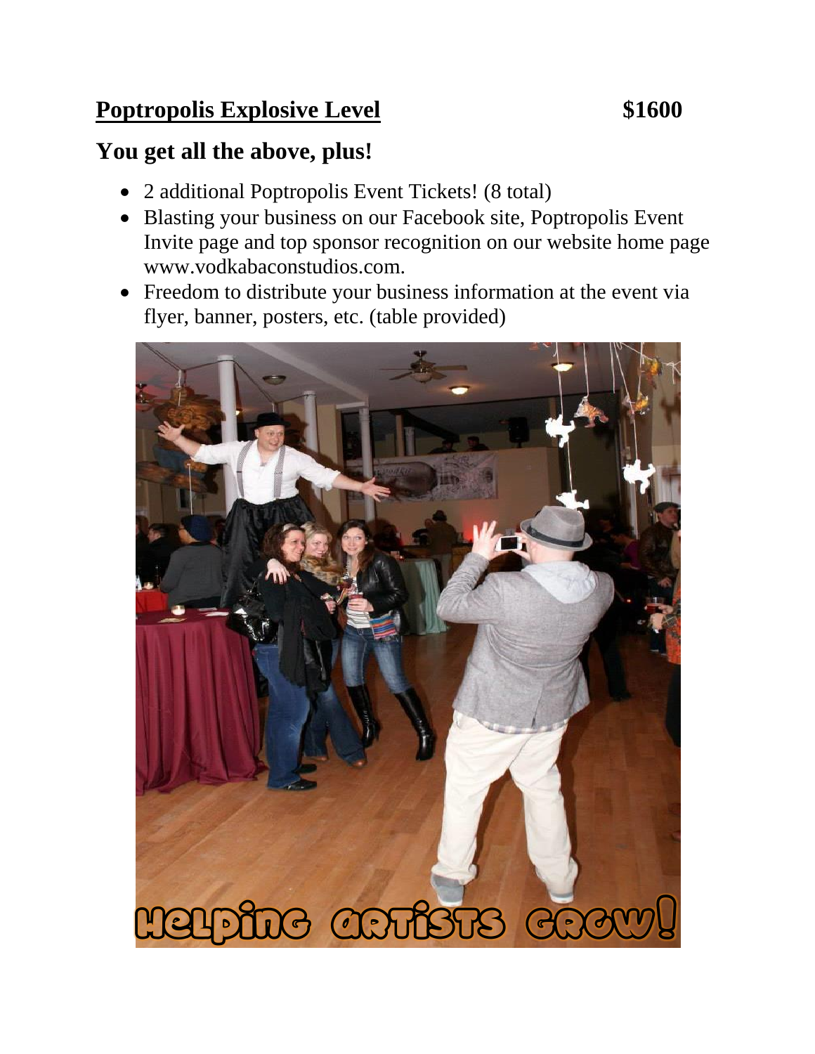## Poptropolis Explosive Level $1600

### You get all the above, plus!

- 2 additional Poptropolis Event Tickets! (8 total)
- Blasting your business on our Facebook site, Poptropolis Event Invite page and top sponsor recognition on our website home page www.vodkabaconstudios.com.
- Freedom to distribute your business information at the event via flyer, banner, posters, etc. (table provided)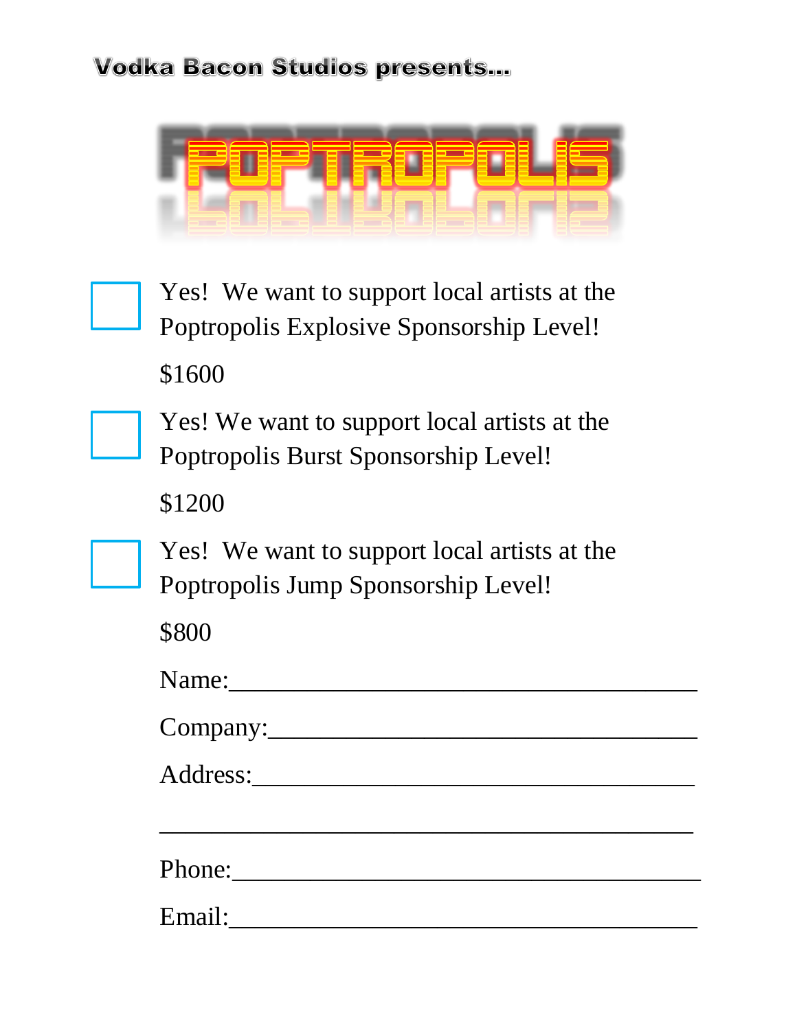**Vodka Bacon Studios presents...**

# POPTROPOLIS

- [ ] Yes! We want to support local artists at the Poptropolis Explosive Sponsorship Level!

  $1600

- [ ] Yes! We want to support local artists at the Poptropolis Burst Sponsorship Level!

  $1200

- [ ] Yes! We want to support local artists at the Poptropolis Jump Sponsorship Level!

  $800

Name:______________________________________

Company:___________________________________

Address:___________________________________

___________________________________________

Phone:_____________________________________

Email:_____________________________________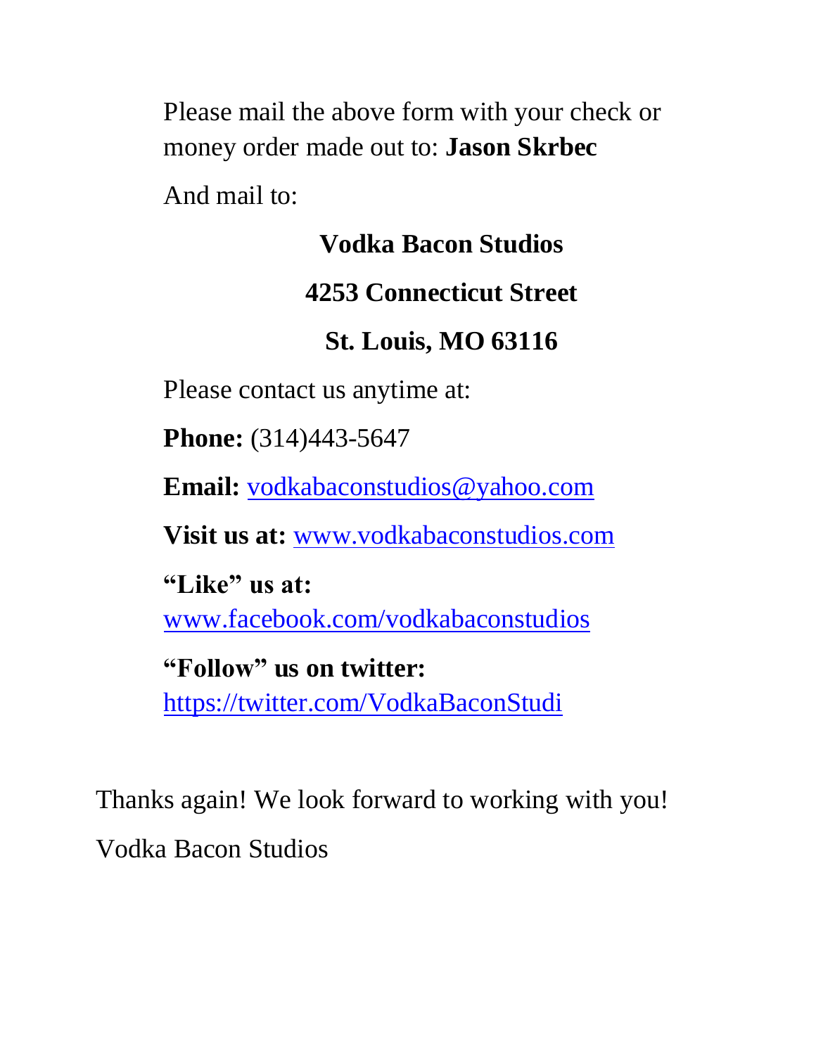Please mail the above form with your check or money order made out to: **Jason Skrbec**

And mail to:

**Vodka Bacon Studios**

**4253 Connecticut Street**

**St. Louis, MO 63116**

Please contact us anytime at:

**Phone:** (314)443-5647

**Email:** vodkabaconstudios@yahoo.com

**Visit us at:** www.vodkabaconstudios.com

**“Like” us at:** www.facebook.com/vodkabaconstudios

**“Follow” us on twitter:** https://twitter.com/VodkaBaconStudi

Thanks again! We look forward to working with you!

Vodka Bacon Studios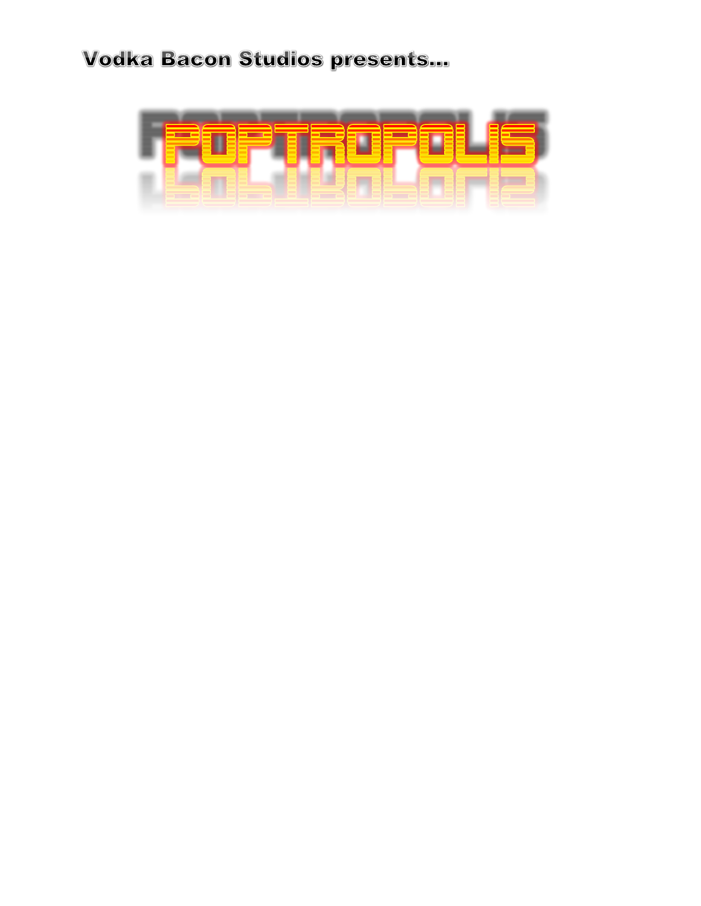**Vodka Bacon Studios presents...**

# POPTROPOLIS